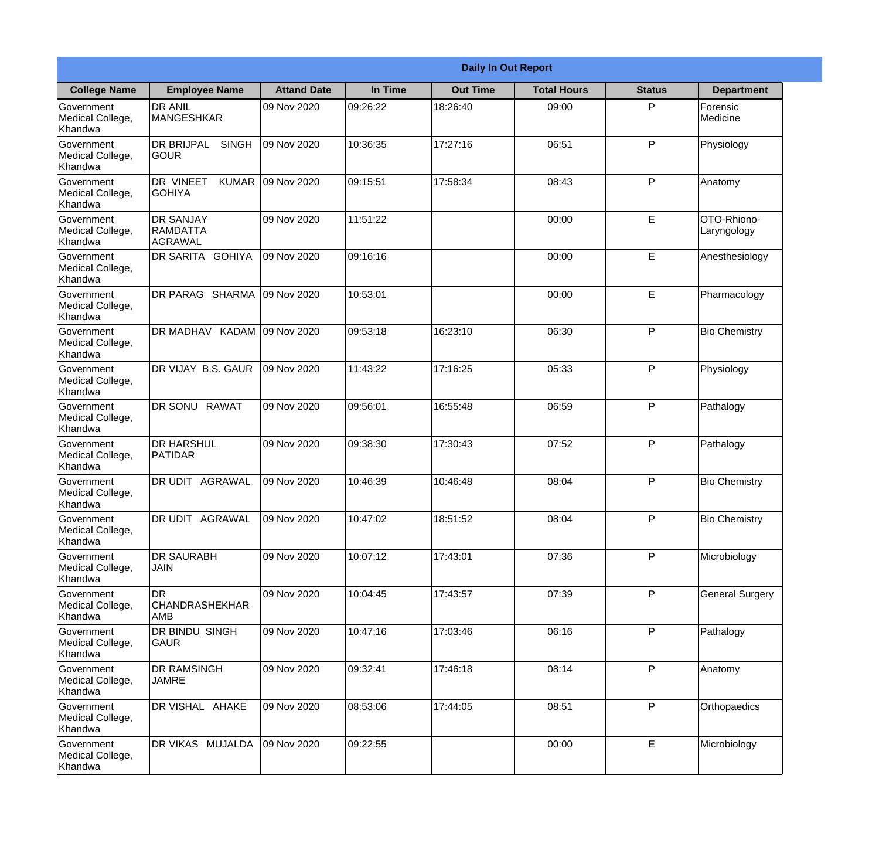| Daily In Out Report | | | | | | | |
|---|---|---|---|---|---|---|---|
| **College Name** | **Employee Name** | **Attand Date** | **In Time** | **Out Time** | **Total Hours** | **Status** | **Department** |
| Government Medical College, Khandwa | DR ANIL MANGESHKAR | 09 Nov 2020 | 09:26:22 | 18:26:40 | 09:00 | P | Forensic Medicine |
| Government Medical College, Khandwa | DR BRIJPAL SINGH GOUR | 09 Nov 2020 | 10:36:35 | 17:27:16 | 06:51 | P | Physiology |
| Government Medical College, Khandwa | DR VINEET KUMAR GOHIYA | 09 Nov 2020 | 09:15:51 | 17:58:34 | 08:43 | P | Anatomy |
| Government Medical College, Khandwa | DR SANJAY RAMDATTA AGRAWAL | 09 Nov 2020 | 11:51:22 | | 00:00 | E | OTO-Rhiono-Laryngology |
| Government Medical College, Khandwa | DR SARITA GOHIYA | 09 Nov 2020 | 09:16:16 | | 00:00 | E | Anesthesiology |
| Government Medical College, Khandwa | DR PARAG SHARMA | 09 Nov 2020 | 10:53:01 | | 00:00 | E | Pharmacology |
| Government Medical College, Khandwa | DR MADHAV KADAM | 09 Nov 2020 | 09:53:18 | 16:23:10 | 06:30 | P | Bio Chemistry |
| Government Medical College, Khandwa | DR VIJAY B.S. GAUR | 09 Nov 2020 | 11:43:22 | 17:16:25 | 05:33 | P | Physiology |
| Government Medical College, Khandwa | DR SONU RAWAT | 09 Nov 2020 | 09:56:01 | 16:55:48 | 06:59 | P | Pathalogy |
| Government Medical College, Khandwa | DR HARSHUL PATIDAR | 09 Nov 2020 | 09:38:30 | 17:30:43 | 07:52 | P | Pathalogy |
| Government Medical College, Khandwa | DR UDIT AGRAWAL | 09 Nov 2020 | 10:46:39 | 10:46:48 | 08:04 | P | Bio Chemistry |
| Government Medical College, Khandwa | DR UDIT AGRAWAL | 09 Nov 2020 | 10:47:02 | 18:51:52 | 08:04 | P | Bio Chemistry |
| Government Medical College, Khandwa | DR SAURABH JAIN | 09 Nov 2020 | 10:07:12 | 17:43:01 | 07:36 | P | Microbiology |
| Government Medical College, Khandwa | DR CHANDRASHEKHAR AMB | 09 Nov 2020 | 10:04:45 | 17:43:57 | 07:39 | P | General Surgery |
| Government Medical College, Khandwa | DR BINDU SINGH GAUR | 09 Nov 2020 | 10:47:16 | 17:03:46 | 06:16 | P | Pathalogy |
| Government Medical College, Khandwa | DR RAMSINGH JAMRE | 09 Nov 2020 | 09:32:41 | 17:46:18 | 08:14 | P | Anatomy |
| Government Medical College, Khandwa | DR VISHAL AHAKE | 09 Nov 2020 | 08:53:06 | 17:44:05 | 08:51 | P | Orthopaedics |
| Government Medical College, Khandwa | DR VIKAS MUJALDA | 09 Nov 2020 | 09:22:55 | | 00:00 | E | Microbiology |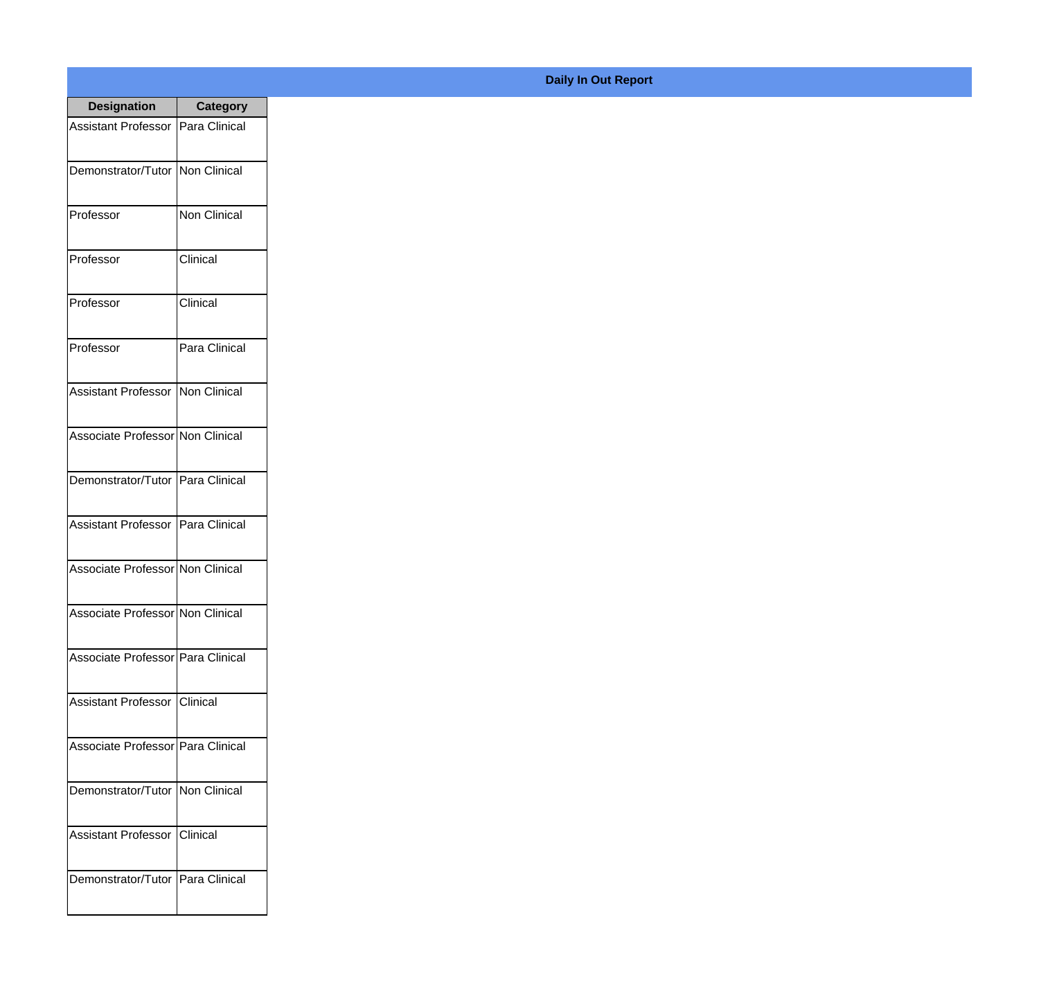**Daily In Out Report**

| Designation | Category |
|---|---|
| Assistant Professor | Para Clinical |
| Demonstrator/Tutor | Non Clinical |
| Professor | Non Clinical |
| Professor | Clinical |
| Professor | Clinical |
| Professor | Para Clinical |
| Assistant Professor | Non Clinical |
| Associate Professor | Non Clinical |
| Demonstrator/Tutor | Para Clinical |
| Assistant Professor | Para Clinical |
| Associate Professor | Non Clinical |
| Associate Professor | Non Clinical |
| Associate Professor | Para Clinical |
| Assistant Professor | Clinical |
| Associate Professor | Para Clinical |
| Demonstrator/Tutor | Non Clinical |
| Assistant Professor | Clinical |
| Demonstrator/Tutor | Para Clinical |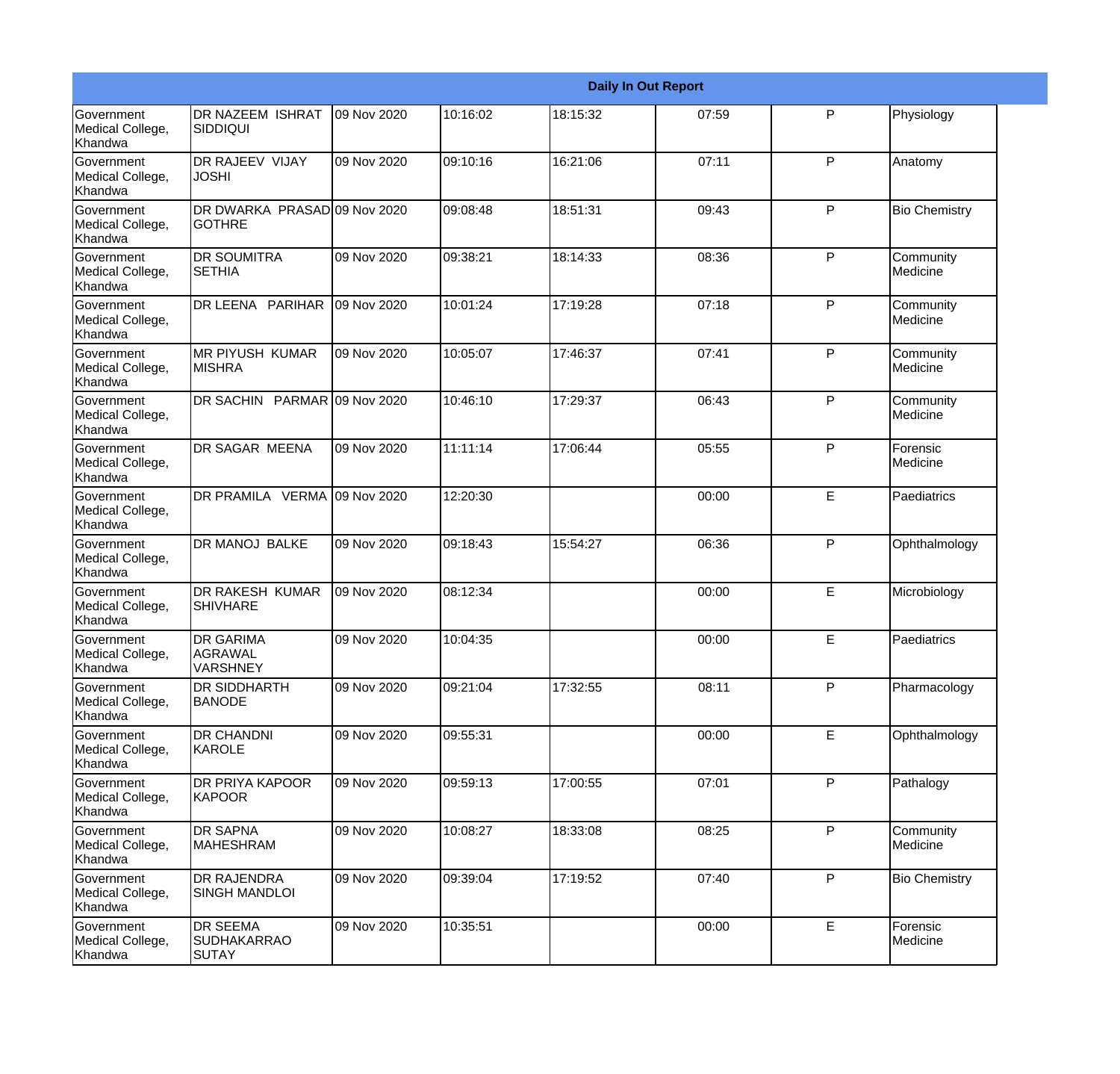| Daily In Out Report | | | | | | | |
|---|---|---|---|---|---|---|---|
| Government Medical College, Khandwa | DR NAZEEM ISHRAT SIDDIQUI | 09 Nov 2020 | 10:16:02 | 18:15:32 | 07:59 | P | Physiology |
| Government Medical College, Khandwa | DR RAJEEV VIJAY JOSHI | 09 Nov 2020 | 09:10:16 | 16:21:06 | 07:11 | P | Anatomy |
| Government Medical College, Khandwa | DR DWARKA PRASAD GOTHRE | 09 Nov 2020 | 09:08:48 | 18:51:31 | 09:43 | P | Bio Chemistry |
| Government Medical College, Khandwa | DR SOUMITRA SETHIA | 09 Nov 2020 | 09:38:21 | 18:14:33 | 08:36 | P | Community Medicine |
| Government Medical College, Khandwa | DR LEENA PARIHAR | 09 Nov 2020 | 10:01:24 | 17:19:28 | 07:18 | P | Community Medicine |
| Government Medical College, Khandwa | MR PIYUSH KUMAR MISHRA | 09 Nov 2020 | 10:05:07 | 17:46:37 | 07:41 | P | Community Medicine |
| Government Medical College, Khandwa | DR SACHIN PARMAR | 09 Nov 2020 | 10:46:10 | 17:29:37 | 06:43 | P | Community Medicine |
| Government Medical College, Khandwa | DR SAGAR MEENA | 09 Nov 2020 | 11:11:14 | 17:06:44 | 05:55 | P | Forensic Medicine |
| Government Medical College, Khandwa | DR PRAMILA VERMA | 09 Nov 2020 | 12:20:30 | | 00:00 | E | Paediatrics |
| Government Medical College, Khandwa | DR MANOJ BALKE | 09 Nov 2020 | 09:18:43 | 15:54:27 | 06:36 | P | Ophthalmology |
| Government Medical College, Khandwa | DR RAKESH KUMAR SHIVHARE | 09 Nov 2020 | 08:12:34 | | 00:00 | E | Microbiology |
| Government Medical College, Khandwa | DR GARIMA AGRAWAL VARSHNEY | 09 Nov 2020 | 10:04:35 | | 00:00 | E | Paediatrics |
| Government Medical College, Khandwa | DR SIDDHARTH BANODE | 09 Nov 2020 | 09:21:04 | 17:32:55 | 08:11 | P | Pharmacology |
| Government Medical College, Khandwa | DR CHANDNI KAROLE | 09 Nov 2020 | 09:55:31 | | 00:00 | E | Ophthalmology |
| Government Medical College, Khandwa | DR PRIYA KAPOOR KAPOOR | 09 Nov 2020 | 09:59:13 | 17:00:55 | 07:01 | P | Pathalogy |
| Government Medical College, Khandwa | DR SAPNA MAHESHRAM | 09 Nov 2020 | 10:08:27 | 18:33:08 | 08:25 | P | Community Medicine |
| Government Medical College, Khandwa | DR RAJENDRA SINGH MANDLOI | 09 Nov 2020 | 09:39:04 | 17:19:52 | 07:40 | P | Bio Chemistry |
| Government Medical College, Khandwa | DR SEEMA SUDHAKARRAO SUTAY | 09 Nov 2020 | 10:35:51 | | 00:00 | E | Forensic Medicine |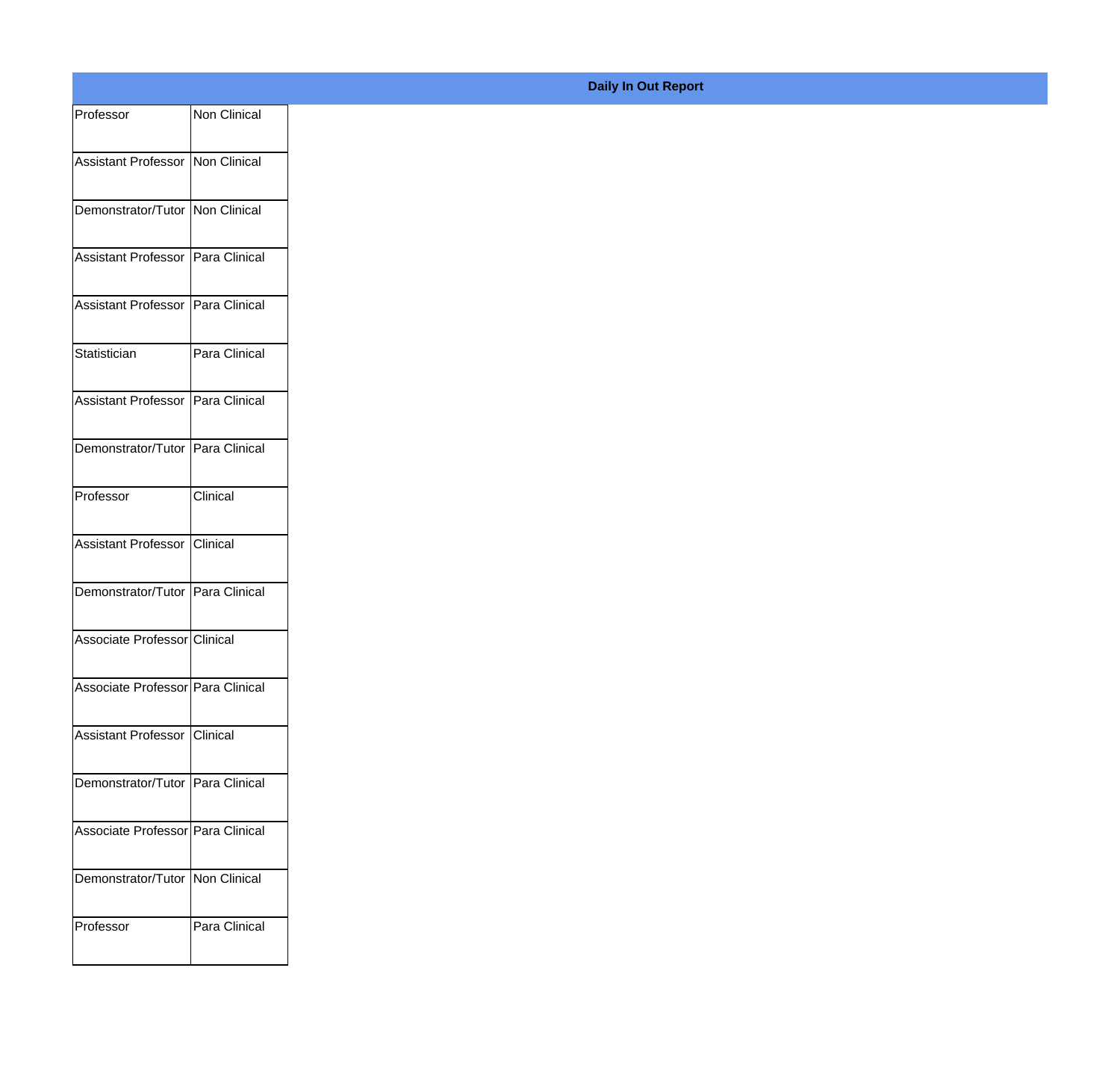**Daily In Out Report**

| | |
|---|---|
| Professor | Non Clinical |
| Assistant Professor | Non Clinical |
| Demonstrator/Tutor | Non Clinical |
| Assistant Professor | Para Clinical |
| Assistant Professor | Para Clinical |
| Statistician | Para Clinical |
| Assistant Professor | Para Clinical |
| Demonstrator/Tutor | Para Clinical |
| Professor | Clinical |
| Assistant Professor | Clinical |
| Demonstrator/Tutor | Para Clinical |
| Associate Professor | Clinical |
| Associate Professor | Para Clinical |
| Assistant Professor | Clinical |
| Demonstrator/Tutor | Para Clinical |
| Associate Professor | Para Clinical |
| Demonstrator/Tutor | Non Clinical |
| Professor | Para Clinical |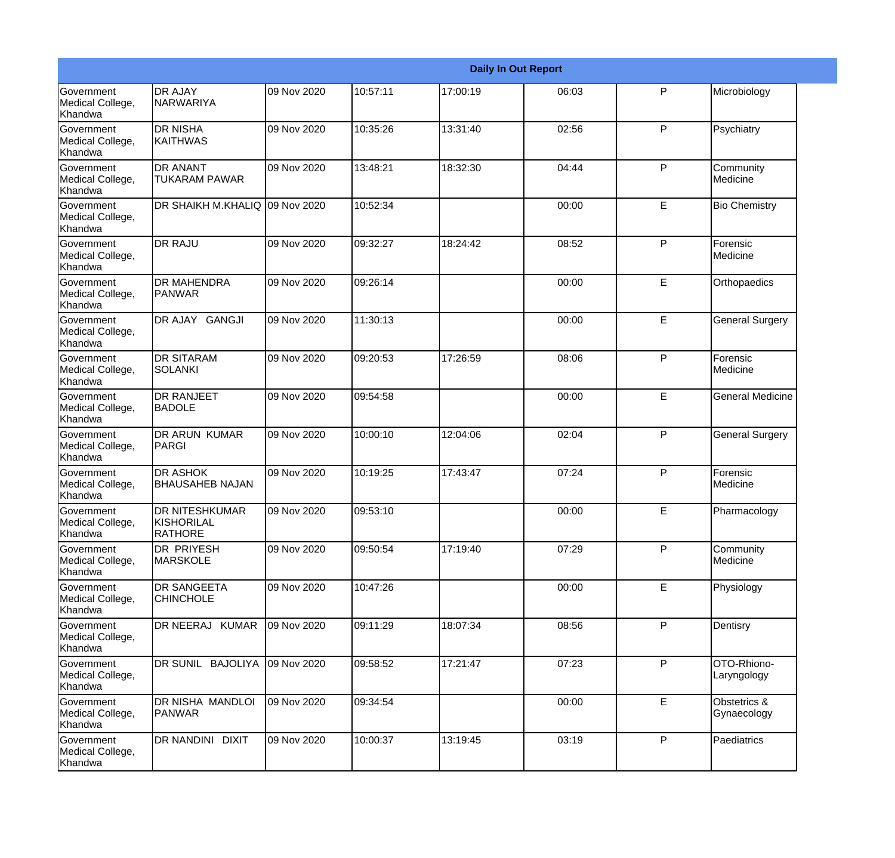| Daily In Out Report | | | | | | | |
|---|---|---|---|---|---|---|---|
| Government Medical College, Khandwa | DR AJAY NARWARIYA | 09 Nov 2020 | 10:57:11 | 17:00:19 | 06:03 | P | Microbiology |
| Government Medical College, Khandwa | DR NISHA KAITHWAS | 09 Nov 2020 | 10:35:26 | 13:31:40 | 02:56 | P | Psychiatry |
| Government Medical College, Khandwa | DR ANANT TUKARAM PAWAR | 09 Nov 2020 | 13:48:21 | 18:32:30 | 04:44 | P | Community Medicine |
| Government Medical College, Khandwa | DR SHAIKH M.KHALIQ | 09 Nov 2020 | 10:52:34 | | 00:00 | E | Bio Chemistry |
| Government Medical College, Khandwa | DR RAJU | 09 Nov 2020 | 09:32:27 | 18:24:42 | 08:52 | P | Forensic Medicine |
| Government Medical College, Khandwa | DR MAHENDRA PANWAR | 09 Nov 2020 | 09:26:14 | | 00:00 | E | Orthopaedics |
| Government Medical College, Khandwa | DR AJAY GANGJI | 09 Nov 2020 | 11:30:13 | | 00:00 | E | General Surgery |
| Government Medical College, Khandwa | DR SITARAM SOLANKI | 09 Nov 2020 | 09:20:53 | 17:26:59 | 08:06 | P | Forensic Medicine |
| Government Medical College, Khandwa | DR RANJEET BADOLE | 09 Nov 2020 | 09:54:58 | | 00:00 | E | General Medicine |
| Government Medical College, Khandwa | DR ARUN KUMAR PARGI | 09 Nov 2020 | 10:00:10 | 12:04:06 | 02:04 | P | General Surgery |
| Government Medical College, Khandwa | DR ASHOK BHAUSAHEB NAJAN | 09 Nov 2020 | 10:19:25 | 17:43:47 | 07:24 | P | Forensic Medicine |
| Government Medical College, Khandwa | DR NITESHKUMAR KISHORILAL RATHORE | 09 Nov 2020 | 09:53:10 | | 00:00 | E | Pharmacology |
| Government Medical College, Khandwa | DR PRIYESH MARSKOLE | 09 Nov 2020 | 09:50:54 | 17:19:40 | 07:29 | P | Community Medicine |
| Government Medical College, Khandwa | DR SANGEETA CHINCHOLE | 09 Nov 2020 | 10:47:26 | | 00:00 | E | Physiology |
| Government Medical College, Khandwa | DR NEERAJ KUMAR | 09 Nov 2020 | 09:11:29 | 18:07:34 | 08:56 | P | Dentisry |
| Government Medical College, Khandwa | DR SUNIL BAJOLIYA | 09 Nov 2020 | 09:58:52 | 17:21:47 | 07:23 | P | OTO-Rhiono-Laryngology |
| Government Medical College, Khandwa | DR NISHA MANDLOI PANWAR | 09 Nov 2020 | 09:34:54 | | 00:00 | E | Obstetrics & Gynaecology |
| Government Medical College, Khandwa | DR NANDINI DIXIT | 09 Nov 2020 | 10:00:37 | 13:19:45 | 03:19 | P | Paediatrics |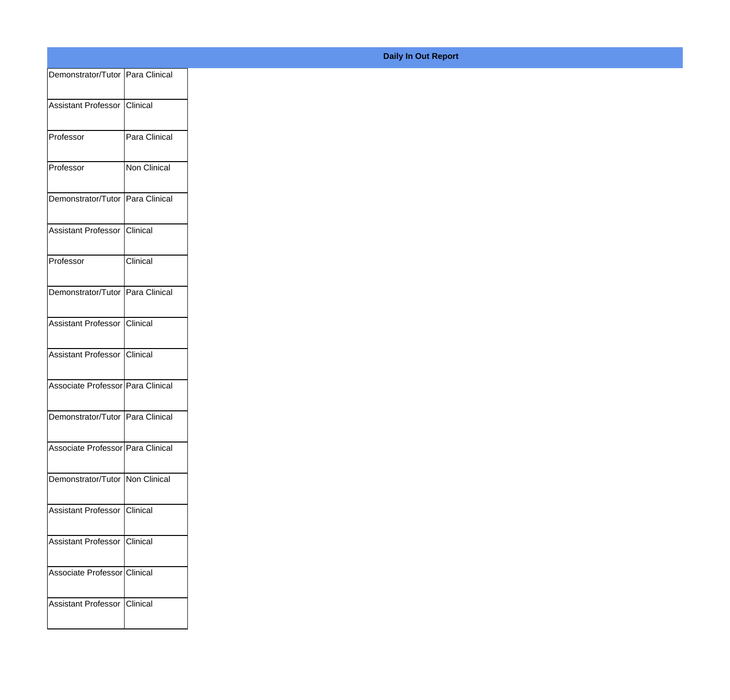**Daily In Out Report**

| | |
|---|---|
| Demonstrator/Tutor | Para Clinical |
| Assistant Professor | Clinical |
| Professor | Para Clinical |
| Professor | Non Clinical |
| Demonstrator/Tutor | Para Clinical |
| Assistant Professor | Clinical |
| Professor | Clinical |
| Demonstrator/Tutor | Para Clinical |
| Assistant Professor | Clinical |
| Assistant Professor | Clinical |
| Associate Professor | Para Clinical |
| Demonstrator/Tutor | Para Clinical |
| Associate Professor | Para Clinical |
| Demonstrator/Tutor | Non Clinical |
| Assistant Professor | Clinical |
| Assistant Professor | Clinical |
| Associate Professor | Clinical |
| Assistant Professor | Clinical |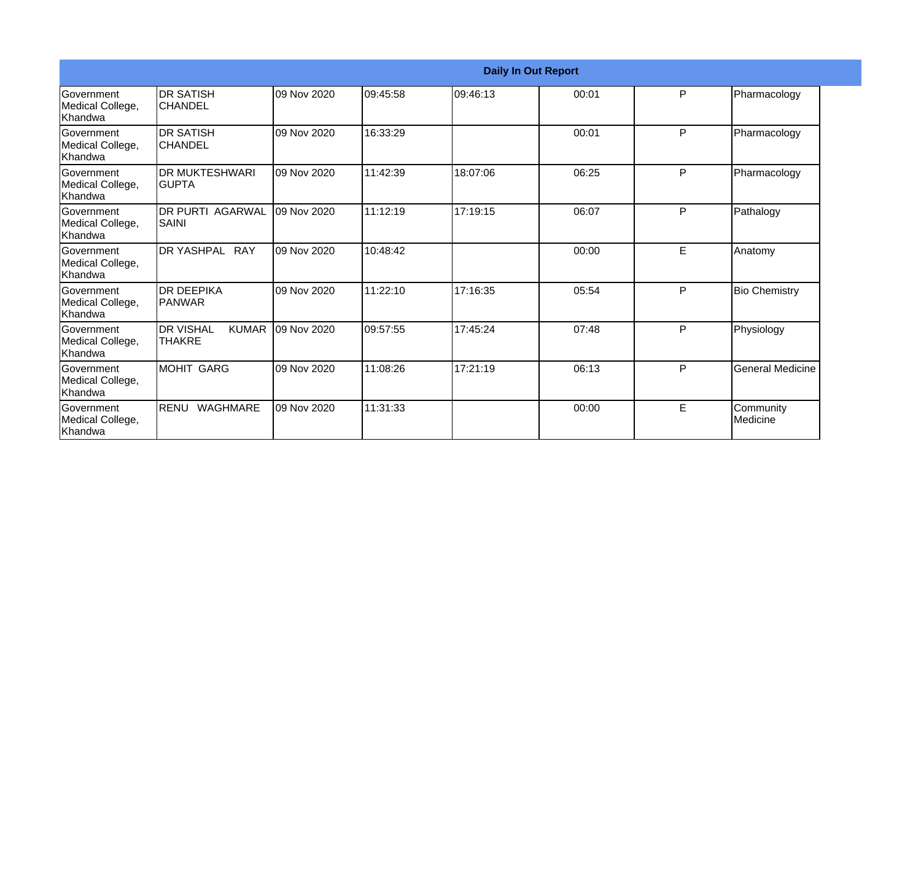| Daily In Out Report | | | | | | | |
|---|---|---|---|---|---|---|---|
| Government Medical College, Khandwa | DR SATISH CHANDEL | 09 Nov 2020 | 09:45:58 | 09:46:13 | 00:01 | P | Pharmacology |
| Government Medical College, Khandwa | DR SATISH CHANDEL | 09 Nov 2020 | 16:33:29 | | 00:01 | P | Pharmacology |
| Government Medical College, Khandwa | DR MUKTESHWARI GUPTA | 09 Nov 2020 | 11:42:39 | 18:07:06 | 06:25 | P | Pharmacology |
| Government Medical College, Khandwa | DR PURTI AGARWAL SAINI | 09 Nov 2020 | 11:12:19 | 17:19:15 | 06:07 | P | Pathalogy |
| Government Medical College, Khandwa | DR YASHPAL RAY | 09 Nov 2020 | 10:48:42 | | 00:00 | E | Anatomy |
| Government Medical College, Khandwa | DR DEEPIKA PANWAR | 09 Nov 2020 | 11:22:10 | 17:16:35 | 05:54 | P | Bio Chemistry |
| Government Medical College, Khandwa | DR VISHAL KUMAR THAKRE | 09 Nov 2020 | 09:57:55 | 17:45:24 | 07:48 | P | Physiology |
| Government Medical College, Khandwa | MOHIT GARG | 09 Nov 2020 | 11:08:26 | 17:21:19 | 06:13 | P | General Medicine |
| Government Medical College, Khandwa | RENU WAGHMARE | 09 Nov 2020 | 11:31:33 | | 00:00 | E | Community Medicine |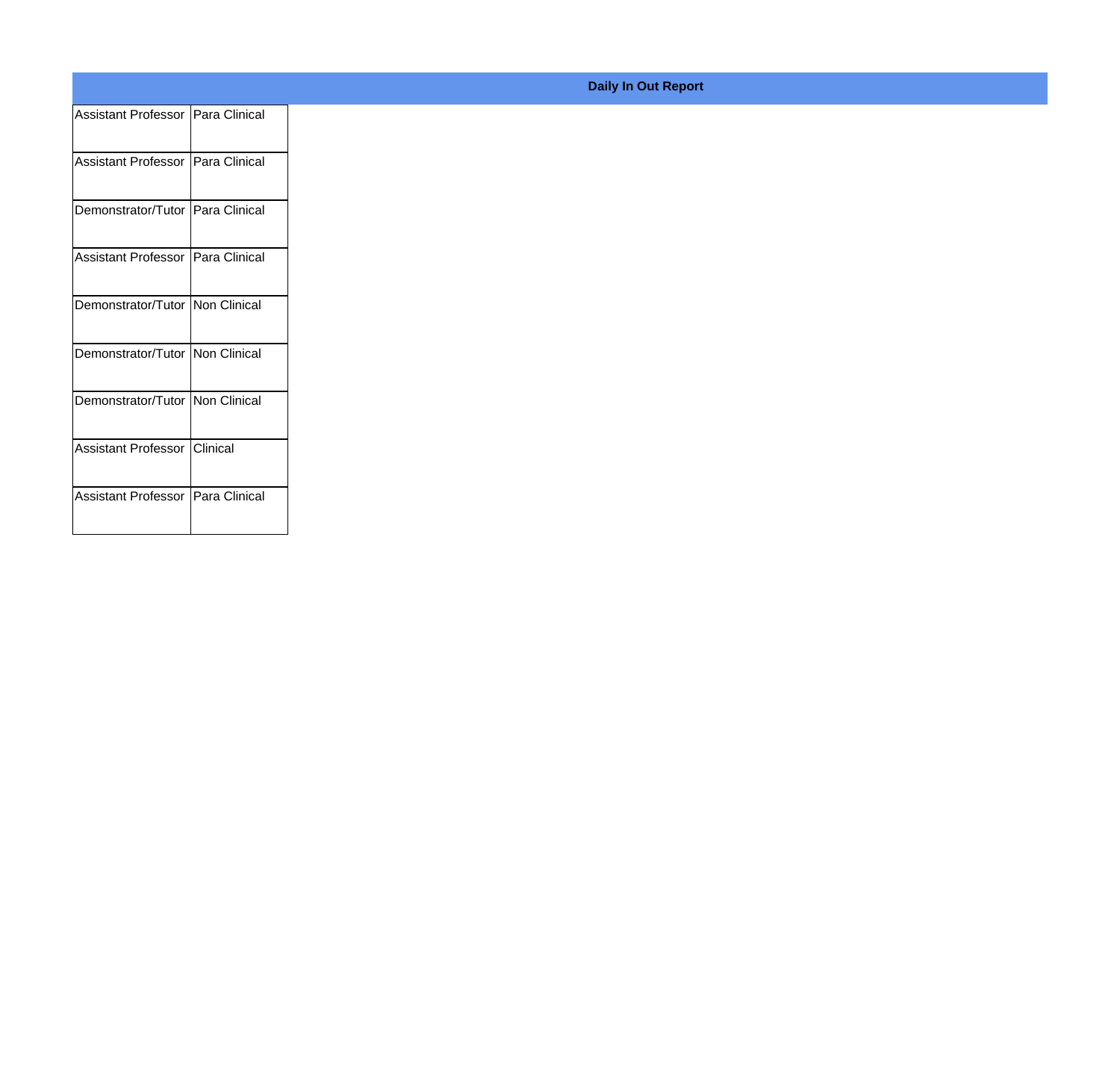**Daily In Out Report**

| | |
|---|---|
| Assistant Professor | Para Clinical |
| Assistant Professor | Para Clinical |
| Demonstrator/Tutor | Para Clinical |
| Assistant Professor | Para Clinical |
| Demonstrator/Tutor | Non Clinical |
| Demonstrator/Tutor | Non Clinical |
| Demonstrator/Tutor | Non Clinical |
| Assistant Professor | Clinical |
| Assistant Professor | Para Clinical |